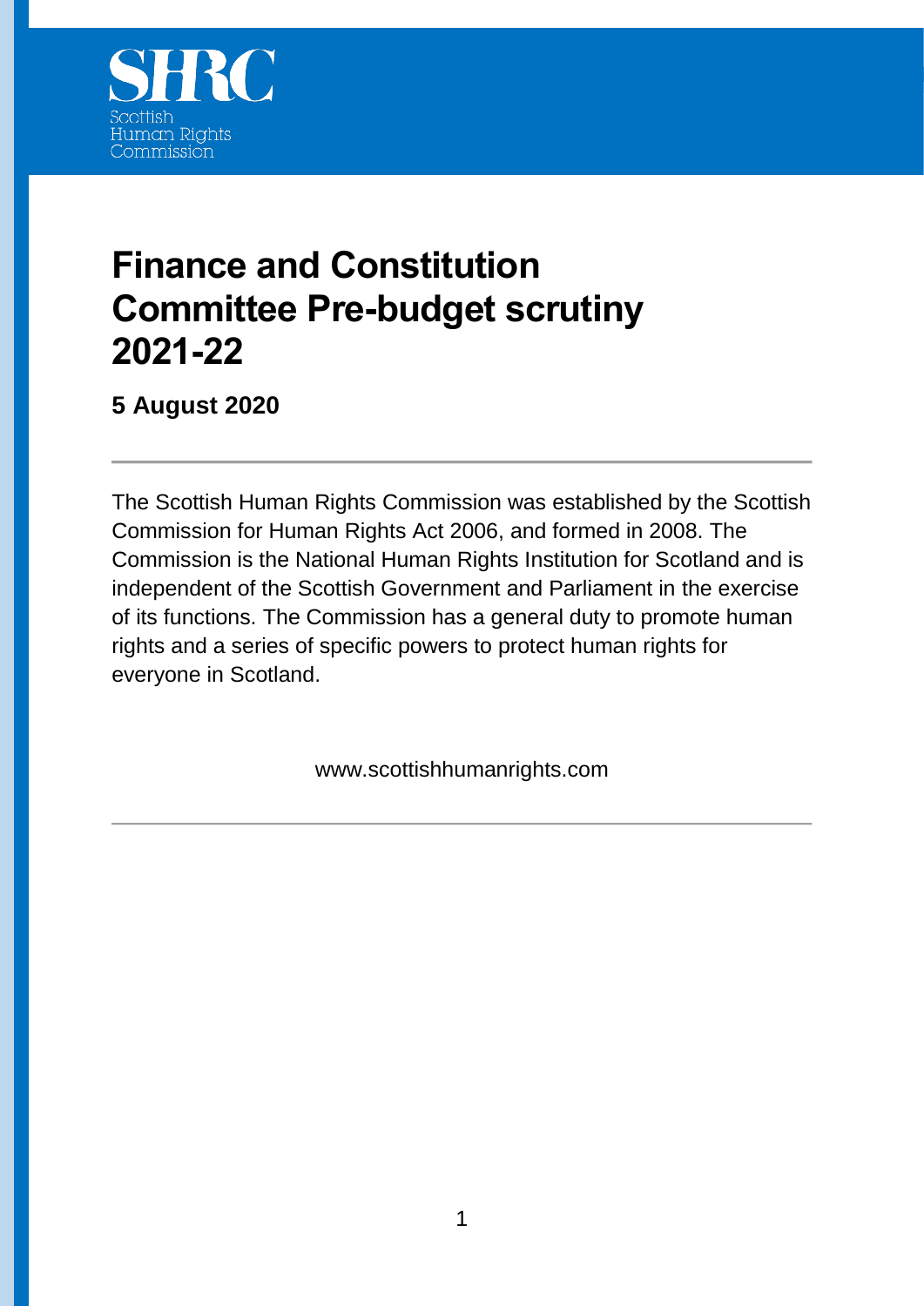SHRC

Scottish Human Rights Commission

# Finance and Constitution Committee Pre-budget scrutiny 2021-22

**5 August 2020**

---

The Scottish Human Rights Commission was established by the Scottish Commission for Human Rights Act 2006, and formed in 2008. The Commission is the National Human Rights Institution for Scotland and is independent of the Scottish Government and Parliament in the exercise of its functions. The Commission has a general duty to promote human rights and a series of specific powers to protect human rights for everyone in Scotland.

www.scottishhumanrights.com

---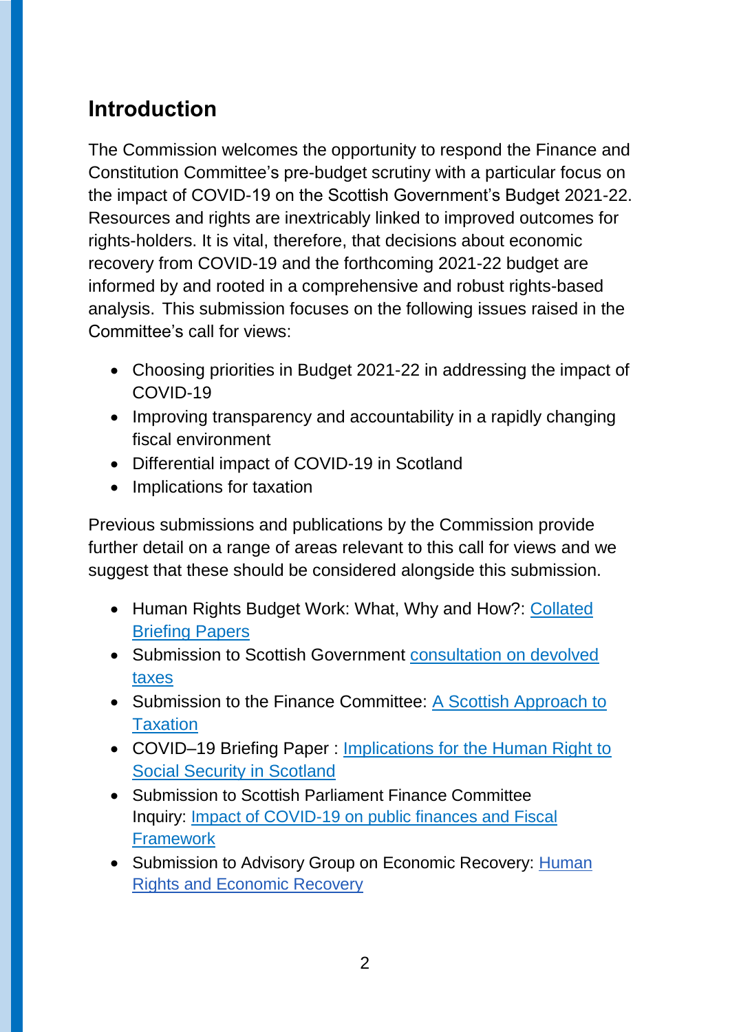## Introduction

The Commission welcomes the opportunity to respond the Finance and Constitution Committee's pre-budget scrutiny with a particular focus on the impact of COVID-19 on the Scottish Government's Budget 2021-22. Resources and rights are inextricably linked to improved outcomes for rights-holders. It is vital, therefore, that decisions about economic recovery from COVID-19 and the forthcoming 2021-22 budget are informed by and rooted in a comprehensive and robust rights-based analysis. This submission focuses on the following issues raised in the Committee's call for views:

- Choosing priorities in Budget 2021-22 in addressing the impact of COVID-19
- Improving transparency and accountability in a rapidly changing fiscal environment
- Differential impact of COVID-19 in Scotland
- Implications for taxation

Previous submissions and publications by the Commission provide further detail on a range of areas relevant to this call for views and we suggest that these should be considered alongside this submission.

- Human Rights Budget Work: What, Why and How?: Collated Briefing Papers
- Submission to Scottish Government consultation on devolved taxes
- Submission to the Finance Committee: A Scottish Approach to Taxation
- COVID–19 Briefing Paper : Implications for the Human Right to Social Security in Scotland
- Submission to Scottish Parliament Finance Committee Inquiry: Impact of COVID-19 on public finances and Fiscal Framework
- Submission to Advisory Group on Economic Recovery: Human Rights and Economic Recovery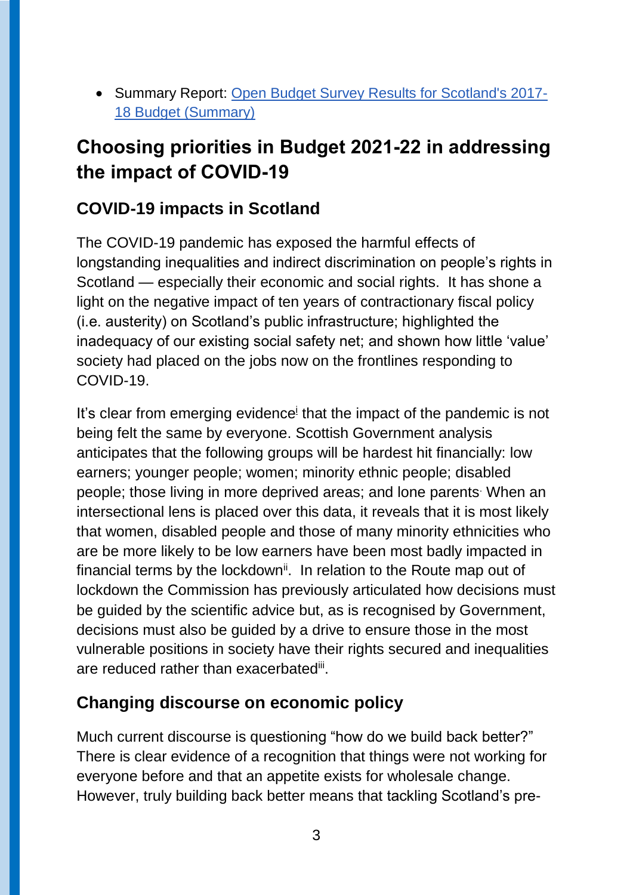- Summary Report: [Open Budget Survey Results for Scotland's 2017-18 Budget (Summary)]

## Choosing priorities in Budget 2021-22 in addressing the impact of COVID-19

### COVID-19 impacts in Scotland

The COVID-19 pandemic has exposed the harmful effects of longstanding inequalities and indirect discrimination on people's rights in Scotland — especially their economic and social rights. It has shone a light on the negative impact of ten years of contractionary fiscal policy (i.e. austerity) on Scotland's public infrastructure; highlighted the inadequacy of our existing social safety net; and shown how little 'value' society had placed on the jobs now on the frontlines responding to COVID-19.

It's clear from emerging evidence[i] that the impact of the pandemic is not being felt the same by everyone. Scottish Government analysis anticipates that the following groups will be hardest hit financially: low earners; younger people; women; minority ethnic people; disabled people; those living in more deprived areas; and lone parents. When an intersectional lens is placed over this data, it reveals that it is most likely that women, disabled people and those of many minority ethnicities who are be more likely to be low earners have been most badly impacted in financial terms by the lockdown[ii]. In relation to the Route map out of lockdown the Commission has previously articulated how decisions must be guided by the scientific advice but, as is recognised by Government, decisions must also be guided by a drive to ensure those in the most vulnerable positions in society have their rights secured and inequalities are reduced rather than exacerbated[iii].

### Changing discourse on economic policy

Much current discourse is questioning "how do we build back better?" There is clear evidence of a recognition that things were not working for everyone before and that an appetite exists for wholesale change. However, truly building back better means that tackling Scotland's pre-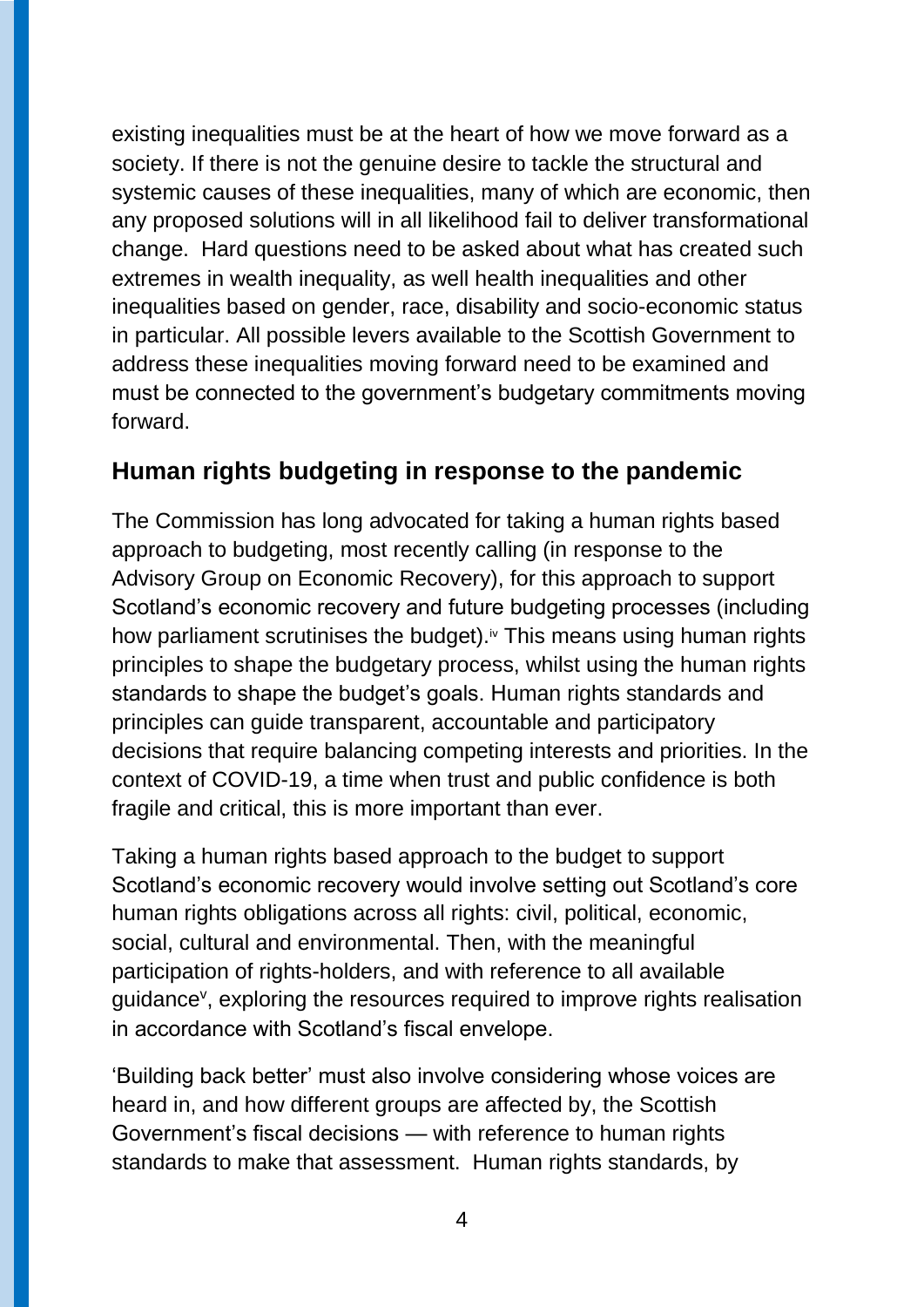existing inequalities must be at the heart of how we move forward as a society. If there is not the genuine desire to tackle the structural and systemic causes of these inequalities, many of which are economic, then any proposed solutions will in all likelihood fail to deliver transformational change. Hard questions need to be asked about what has created such extremes in wealth inequality, as well health inequalities and other inequalities based on gender, race, disability and socio-economic status in particular. All possible levers available to the Scottish Government to address these inequalities moving forward need to be examined and must be connected to the government's budgetary commitments moving forward.

## Human rights budgeting in response to the pandemic

The Commission has long advocated for taking a human rights based approach to budgeting, most recently calling (in response to the Advisory Group on Economic Recovery), for this approach to support Scotland's economic recovery and future budgeting processes (including how parliament scrutinises the budget).[iv] This means using human rights principles to shape the budgetary process, whilst using the human rights standards to shape the budget's goals. Human rights standards and principles can guide transparent, accountable and participatory decisions that require balancing competing interests and priorities. In the context of COVID-19, a time when trust and public confidence is both fragile and critical, this is more important than ever.

Taking a human rights based approach to the budget to support Scotland's economic recovery would involve setting out Scotland's core human rights obligations across all rights: civil, political, economic, social, cultural and environmental. Then, with the meaningful participation of rights-holders, and with reference to all available guidance[v], exploring the resources required to improve rights realisation in accordance with Scotland's fiscal envelope.

'Building back better' must also involve considering whose voices are heard in, and how different groups are affected by, the Scottish Government's fiscal decisions — with reference to human rights standards to make that assessment. Human rights standards, by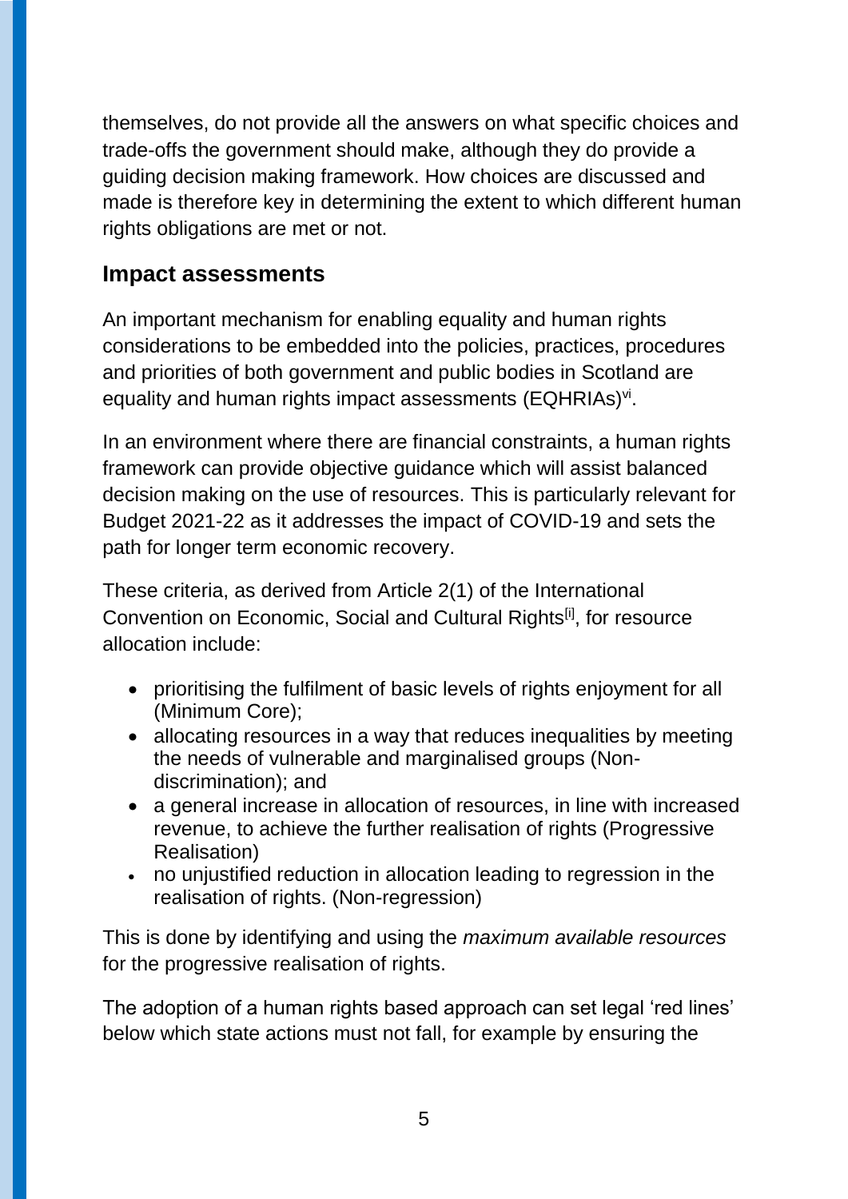themselves, do not provide all the answers on what specific choices and trade-offs the government should make, although they do provide a guiding decision making framework. How choices are discussed and made is therefore key in determining the extent to which different human rights obligations are met or not.

## Impact assessments

An important mechanism for enabling equality and human rights considerations to be embedded into the policies, practices, procedures and priorities of both government and public bodies in Scotland are equality and human rights impact assessments (EQHRIAs)[vi].

In an environment where there are financial constraints, a human rights framework can provide objective guidance which will assist balanced decision making on the use of resources. This is particularly relevant for Budget 2021-22 as it addresses the impact of COVID-19 and sets the path for longer term economic recovery.

These criteria, as derived from Article 2(1) of the International Convention on Economic, Social and Cultural Rights[i], for resource allocation include:

- prioritising the fulfilment of basic levels of rights enjoyment for all (Minimum Core);
- allocating resources in a way that reduces inequalities by meeting the needs of vulnerable and marginalised groups (Non-discrimination); and
- a general increase in allocation of resources, in line with increased revenue, to achieve the further realisation of rights (Progressive Realisation)
- no unjustified reduction in allocation leading to regression in the realisation of rights. (Non-regression)

This is done by identifying and using the *maximum available resources* for the progressive realisation of rights.

The adoption of a human rights based approach can set legal 'red lines' below which state actions must not fall, for example by ensuring the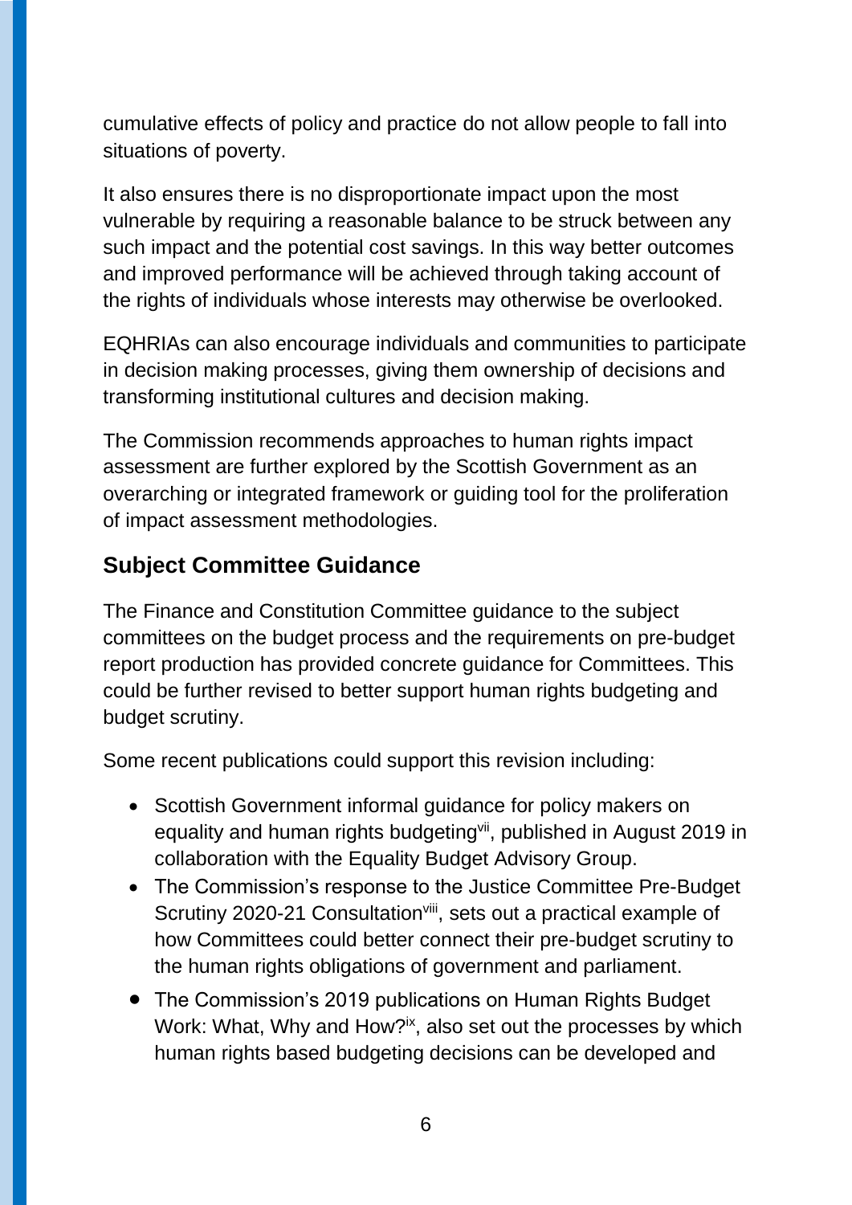cumulative effects of policy and practice do not allow people to fall into situations of poverty.

It also ensures there is no disproportionate impact upon the most vulnerable by requiring a reasonable balance to be struck between any such impact and the potential cost savings. In this way better outcomes and improved performance will be achieved through taking account of the rights of individuals whose interests may otherwise be overlooked.

EQHRIAs can also encourage individuals and communities to participate in decision making processes, giving them ownership of decisions and transforming institutional cultures and decision making.

The Commission recommends approaches to human rights impact assessment are further explored by the Scottish Government as an overarching or integrated framework or guiding tool for the proliferation of impact assessment methodologies.

## Subject Committee Guidance

The Finance and Constitution Committee guidance to the subject committees on the budget process and the requirements on pre-budget report production has provided concrete guidance for Committees. This could be further revised to better support human rights budgeting and budget scrutiny.

Some recent publications could support this revision including:

- Scottish Government informal guidance for policy makers on equality and human rights budgeting[vii], published in August 2019 in collaboration with the Equality Budget Advisory Group.
- The Commission's response to the Justice Committee Pre-Budget Scrutiny 2020-21 Consultation[viii], sets out a practical example of how Committees could better connect their pre-budget scrutiny to the human rights obligations of government and parliament.
- The Commission's 2019 publications on Human Rights Budget Work: What, Why and How?[ix], also set out the processes by which human rights based budgeting decisions can be developed and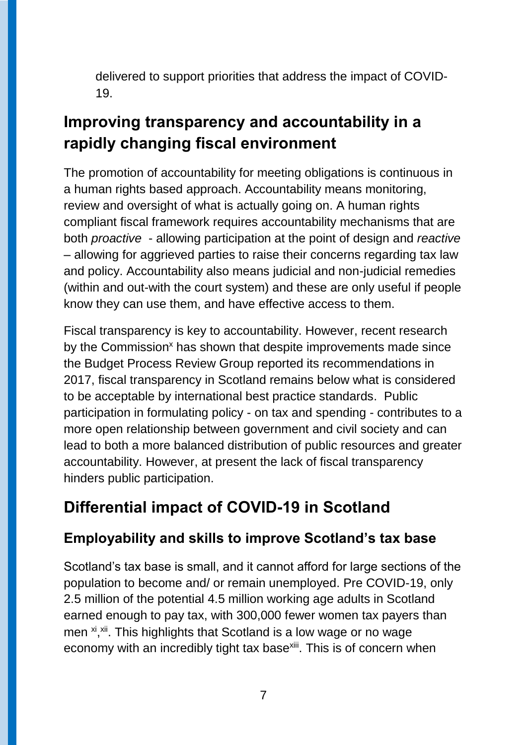delivered to support priorities that address the impact of COVID-19.

## Improving transparency and accountability in a rapidly changing fiscal environment

The promotion of accountability for meeting obligations is continuous in a human rights based approach. Accountability means monitoring, review and oversight of what is actually going on. A human rights compliant fiscal framework requires accountability mechanisms that are both *proactive* - allowing participation at the point of design and *reactive* – allowing for aggrieved parties to raise their concerns regarding tax law and policy. Accountability also means judicial and non-judicial remedies (within and out-with the court system) and these are only useful if people know they can use them, and have effective access to them.

Fiscal transparency is key to accountability. However, recent research by the Commission[x] has shown that despite improvements made since the Budget Process Review Group reported its recommendations in 2017, fiscal transparency in Scotland remains below what is considered to be acceptable by international best practice standards. Public participation in formulating policy - on tax and spending - contributes to a more open relationship between government and civil society and can lead to both a more balanced distribution of public resources and greater accountability. However, at present the lack of fiscal transparency hinders public participation.

## Differential impact of COVID-19 in Scotland

### Employability and skills to improve Scotland's tax base

Scotland's tax base is small, and it cannot afford for large sections of the population to become and/ or remain unemployed. Pre COVID-19, only 2.5 million of the potential 4.5 million working age adults in Scotland earned enough to pay tax, with 300,000 fewer women tax payers than men [xi],[xii]. This highlights that Scotland is a low wage or no wage economy with an incredibly tight tax base[xiii]. This is of concern when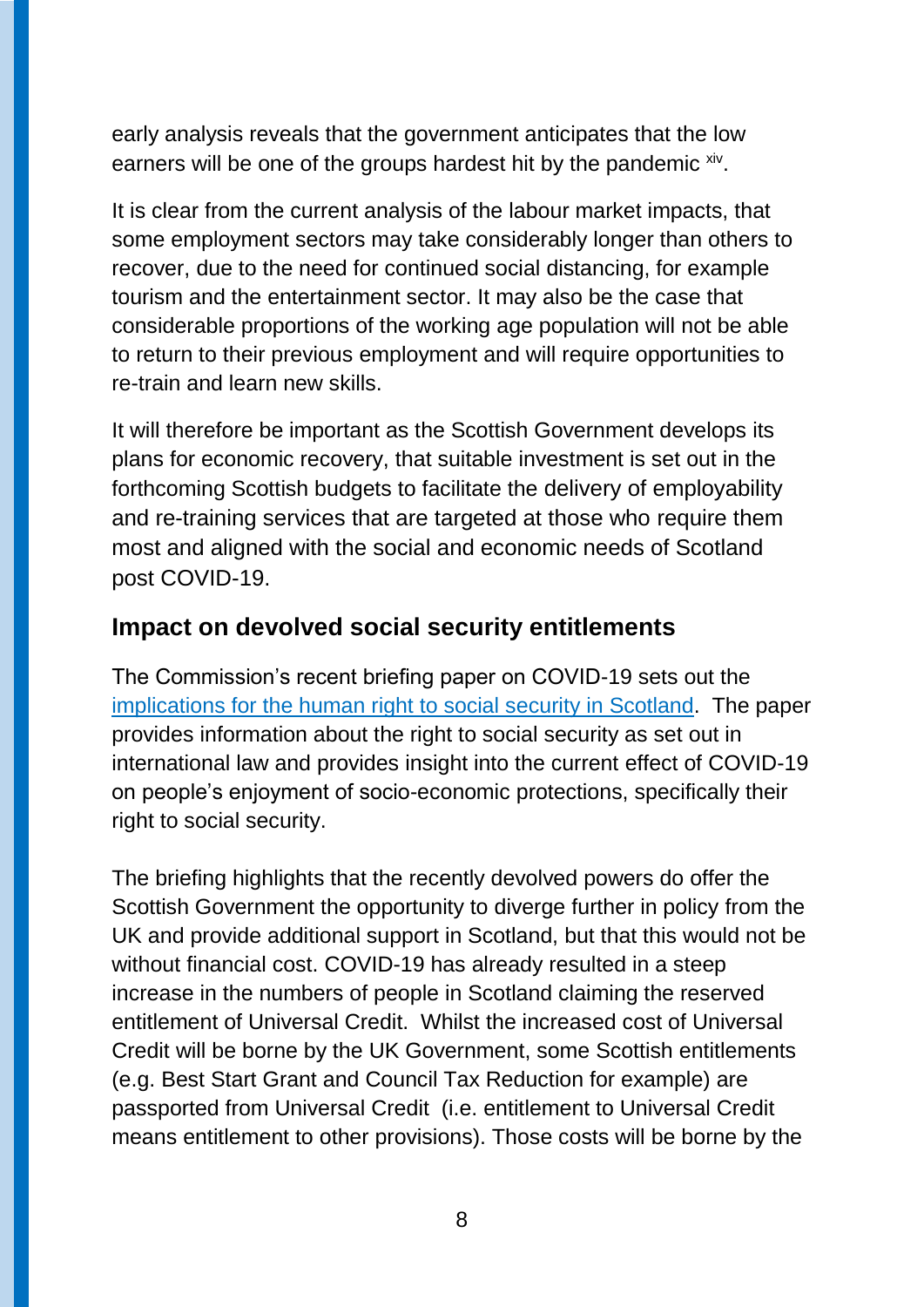early analysis reveals that the government anticipates that the low earners will be one of the groups hardest hit by the pandemic [xiv].

It is clear from the current analysis of the labour market impacts, that some employment sectors may take considerably longer than others to recover, due to the need for continued social distancing, for example tourism and the entertainment sector. It may also be the case that considerable proportions of the working age population will not be able to return to their previous employment and will require opportunities to re-train and learn new skills.

It will therefore be important as the Scottish Government develops its plans for economic recovery, that suitable investment is set out in the forthcoming Scottish budgets to facilitate the delivery of employability and re-training services that are targeted at those who require them most and aligned with the social and economic needs of Scotland post COVID-19.

## Impact on devolved social security entitlements

The Commission's recent briefing paper on COVID-19 sets out the implications for the human right to social security in Scotland. The paper provides information about the right to social security as set out in international law and provides insight into the current effect of COVID-19 on people's enjoyment of socio-economic protections, specifically their right to social security.

The briefing highlights that the recently devolved powers do offer the Scottish Government the opportunity to diverge further in policy from the UK and provide additional support in Scotland, but that this would not be without financial cost. COVID-19 has already resulted in a steep increase in the numbers of people in Scotland claiming the reserved entitlement of Universal Credit. Whilst the increased cost of Universal Credit will be borne by the UK Government, some Scottish entitlements (e.g. Best Start Grant and Council Tax Reduction for example) are passported from Universal Credit (i.e. entitlement to Universal Credit means entitlement to other provisions). Those costs will be borne by the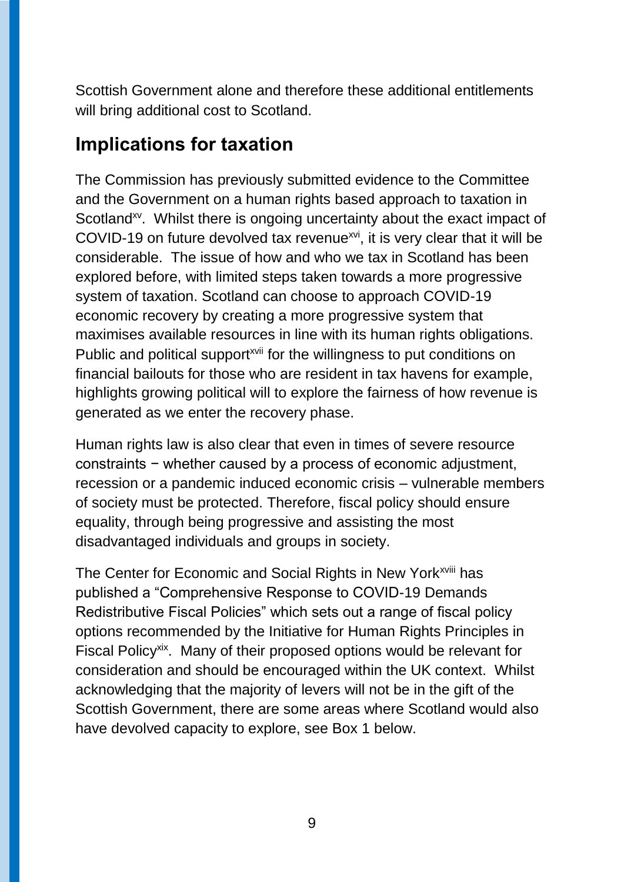Scottish Government alone and therefore these additional entitlements will bring additional cost to Scotland.

## Implications for taxation

The Commission has previously submitted evidence to the Committee and the Government on a human rights based approach to taxation in Scotland[xv]. Whilst there is ongoing uncertainty about the exact impact of COVID-19 on future devolved tax revenue[xvi], it is very clear that it will be considerable. The issue of how and who we tax in Scotland has been explored before, with limited steps taken towards a more progressive system of taxation. Scotland can choose to approach COVID-19 economic recovery by creating a more progressive system that maximises available resources in line with its human rights obligations. Public and political support[xvii] for the willingness to put conditions on financial bailouts for those who are resident in tax havens for example, highlights growing political will to explore the fairness of how revenue is generated as we enter the recovery phase.

Human rights law is also clear that even in times of severe resource constraints − whether caused by a process of economic adjustment, recession or a pandemic induced economic crisis – vulnerable members of society must be protected. Therefore, fiscal policy should ensure equality, through being progressive and assisting the most disadvantaged individuals and groups in society.

The Center for Economic and Social Rights in New York[xviii] has published a "Comprehensive Response to COVID-19 Demands Redistributive Fiscal Policies" which sets out a range of fiscal policy options recommended by the Initiative for Human Rights Principles in Fiscal Policy[xix]. Many of their proposed options would be relevant for consideration and should be encouraged within the UK context. Whilst acknowledging that the majority of levers will not be in the gift of the Scottish Government, there are some areas where Scotland would also have devolved capacity to explore, see Box 1 below.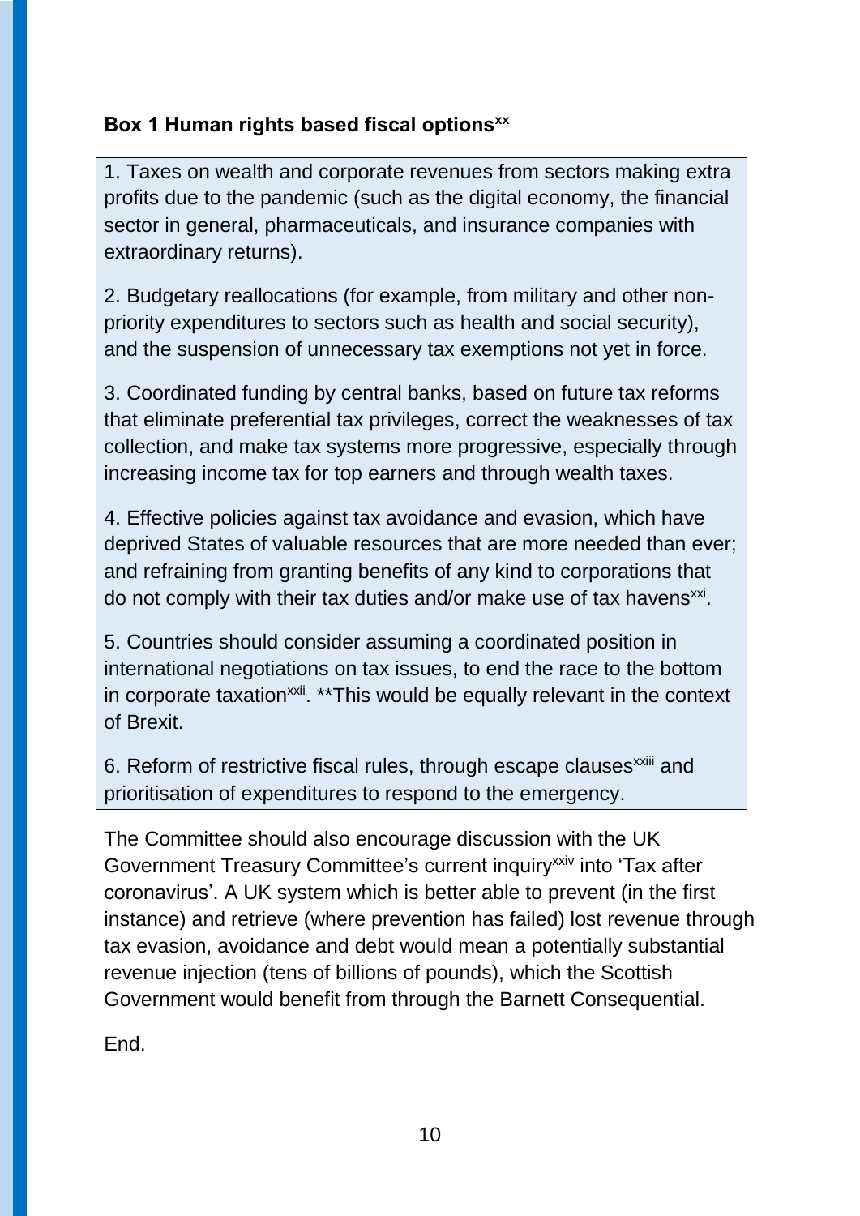**Box 1 Human rights based fiscal options**[xx]

1. Taxes on wealth and corporate revenues from sectors making extra profits due to the pandemic (such as the digital economy, the financial sector in general, pharmaceuticals, and insurance companies with extraordinary returns).

2. Budgetary reallocations (for example, from military and other non-priority expenditures to sectors such as health and social security), and the suspension of unnecessary tax exemptions not yet in force.

3. Coordinated funding by central banks, based on future tax reforms that eliminate preferential tax privileges, correct the weaknesses of tax collection, and make tax systems more progressive, especially through increasing income tax for top earners and through wealth taxes.

4. Effective policies against tax avoidance and evasion, which have deprived States of valuable resources that are more needed than ever; and refraining from granting benefits of any kind to corporations that do not comply with their tax duties and/or make use of tax havens[xxi].

5. Countries should consider assuming a coordinated position in international negotiations on tax issues, to end the race to the bottom in corporate taxation[xxii]. **This would be equally relevant in the context of Brexit.

6. Reform of restrictive fiscal rules, through escape clauses[xxiii] and prioritisation of expenditures to respond to the emergency.

The Committee should also encourage discussion with the UK Government Treasury Committee's current inquiry[xxiv] into 'Tax after coronavirus'. A UK system which is better able to prevent (in the first instance) and retrieve (where prevention has failed) lost revenue through tax evasion, avoidance and debt would mean a potentially substantial revenue injection (tens of billions of pounds), which the Scottish Government would benefit from through the Barnett Consequential.

End.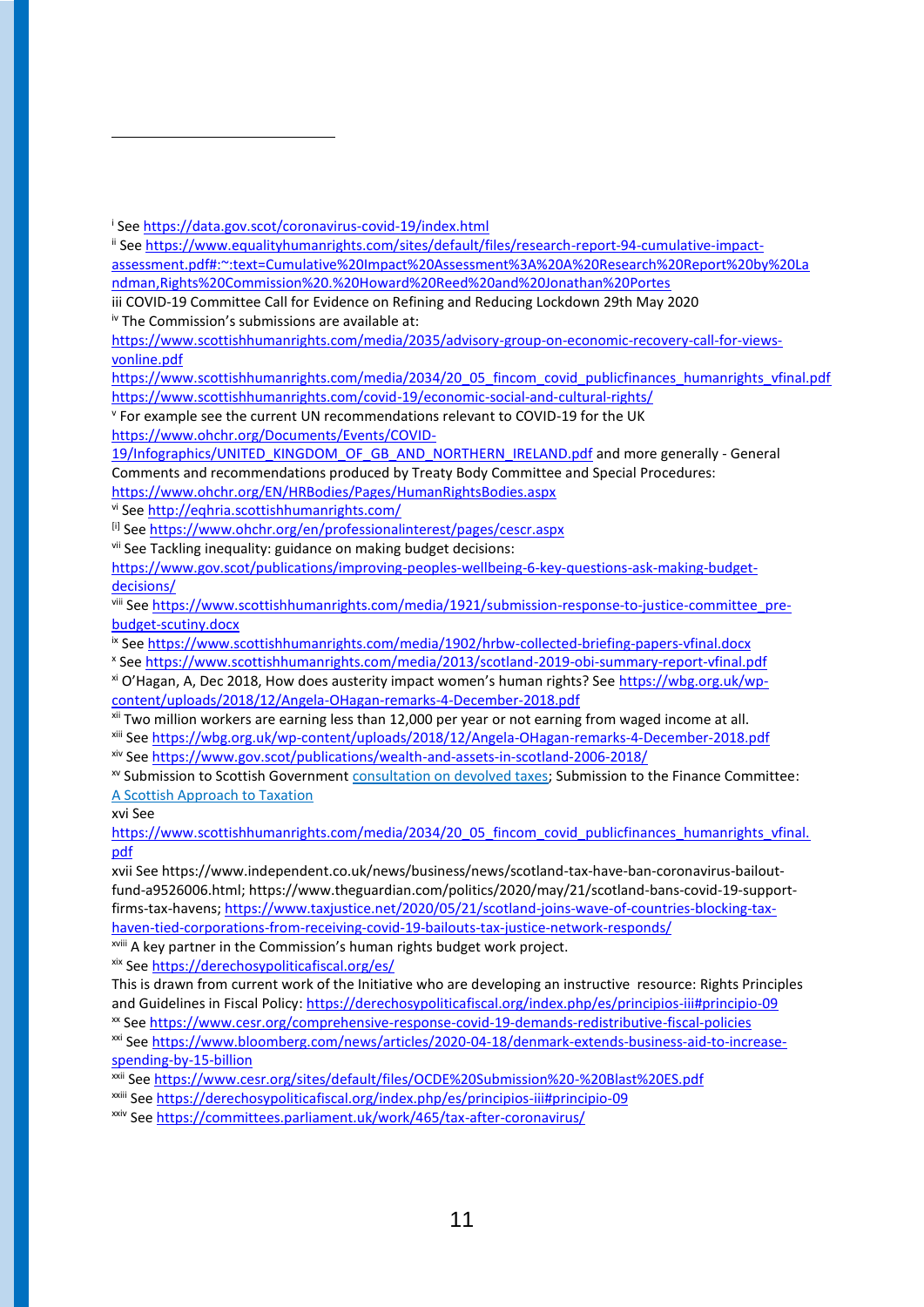[i] See https://data.gov.scot/coronavirus-covid-19/index.html

[ii] See https://www.equalityhumanrights.com/sites/default/files/research-report-94-cumulative-impact-assessment.pdf#:~:text=Cumulative%20Impact%20Assessment%3A%20A%20Research%20Report%20by%20Landman,Rights%20Commission%20.%20Howard%20Reed%20and%20Jonathan%20Portes

iii COVID-19 Committee Call for Evidence on Refining and Reducing Lockdown 29th May 2020

[iv] The Commission's submissions are available at:
https://www.scottishhumanrights.com/media/2035/advisory-group-on-economic-recovery-call-for-views-vonline.pdf
https://www.scottishhumanrights.com/media/2034/20_05_fincom_covid_publicfinances_humanrights_vfinal.pdf
https://www.scottishhumanrights.com/covid-19/economic-social-and-cultural-rights/

[v] For example see the current UN recommendations relevant to COVID-19 for the UK https://www.ohchr.org/Documents/Events/COVID-19/Infographics/UNITED_KINGDOM_OF_GB_AND_NORTHERN_IRELAND.pdf and more generally - General Comments and recommendations produced by Treaty Body Committee and Special Procedures: https://www.ohchr.org/EN/HRBodies/Pages/HumanRightsBodies.aspx

[vi] See http://eqhria.scottishhumanrights.com/

[i] See https://www.ohchr.org/en/professionalinterest/pages/cescr.aspx

[vii] See Tackling inequality: guidance on making budget decisions: https://www.gov.scot/publications/improving-peoples-wellbeing-6-key-questions-ask-making-budget-decisions/

[viii] See https://www.scottishhumanrights.com/media/1921/submission-response-to-justice-committee_pre-budget-scutiny.docx

[ix] See https://www.scottishhumanrights.com/media/1902/hrbw-collected-briefing-papers-vfinal.docx

[x] See https://www.scottishhumanrights.com/media/2013/scotland-2019-obi-summary-report-vfinal.pdf

[xi] O'Hagan, A, Dec 2018, How does austerity impact women's human rights? See https://wbg.org.uk/wp-content/uploads/2018/12/Angela-OHagan-remarks-4-December-2018.pdf

[xii] Two million workers are earning less than 12,000 per year or not earning from waged income at all.

[xiii] See https://wbg.org.uk/wp-content/uploads/2018/12/Angela-OHagan-remarks-4-December-2018.pdf

[xiv] See https://www.gov.scot/publications/wealth-and-assets-in-scotland-2006-2018/

[xv] Submission to Scottish Government consultation on devolved taxes; Submission to the Finance Committee: A Scottish Approach to Taxation

xvi See https://www.scottishhumanrights.com/media/2034/20_05_fincom_covid_publicfinances_humanrights_vfinal.pdf

xvii See https://www.independent.co.uk/news/business/news/scotland-tax-have-ban-coronavirus-bailout-fund-a9526006.html; https://www.theguardian.com/politics/2020/may/21/scotland-bans-covid-19-support-firms-tax-havens; https://www.taxjustice.net/2020/05/21/scotland-joins-wave-of-countries-blocking-tax-haven-tied-corporations-from-receiving-covid-19-bailouts-tax-justice-network-responds/

[xviii] A key partner in the Commission's human rights budget work project.

[xix] See https://derechosypoliticafiscal.org/es/
This is drawn from current work of the Initiative who are developing an instructive resource: Rights Principles and Guidelines in Fiscal Policy: https://derechosypoliticafiscal.org/index.php/es/principios-iii#principio-09

[xx] See https://www.cesr.org/comprehensive-response-covid-19-demands-redistributive-fiscal-policies

[xxi] See https://www.bloomberg.com/news/articles/2020-04-18/denmark-extends-business-aid-to-increase-spending-by-15-billion

[xxii] See https://www.cesr.org/sites/default/files/OCDE%20Submission%20-%20Blast%20ES.pdf

[xxiii] See https://derechosypoliticafiscal.org/index.php/es/principios-iii#principio-09

[xxiv] See https://committees.parliament.uk/work/465/tax-after-coronavirus/